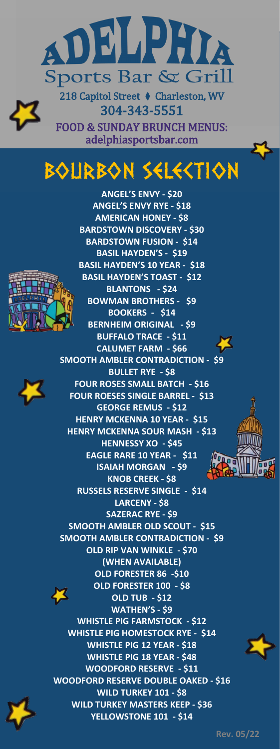# ADELPHIA

## Sports Bar & Grill

218 Capitol Street ♦ Charleston, WV

304-343-5551

FOOD & SUNDAY BRUNCH MENUS:

adelphiasportsbar.com

# BOURBON SELECTION

**ANGEL'S ENVY - $20**

**ANGEL'S ENVY RYE - $18**

**AMERICAN HONEY - $8**

**BARDSTOWN DISCOVERY - $30**

**BARDSTOWN FUSION - $14**

**BASIL HAYDEN'S - $19**

**BASIL HAYDEN'S 10 YEAR - $18**

**BASIL HAYDEN'S TOAST - $12**

**BLANTONS - $24**

**BOWMAN BROTHERS - $9**

**BOOKERS - $14**

**BERNHEIM ORIGINAL - $9**

**BUFFALO TRACE - $11**

**CALUMET FARM - $66**

**SMOOTH AMBLER CONTRADICTION - $9**

**BULLET RYE - $8**

**FOUR ROSES SMALL BATCH - $16**

**FOUR ROESES SINGLE BARREL - $13**

**GEORGE REMUS - $12**

**HENRY MCKENNA 10 YEAR - $15**

**HENRY MCKENNA SOUR MASH - $13**

**HENNESSY XO - $45**

**EAGLE RARE 10 YEAR - $11**

**ISAIAH MORGAN - $9**

**KNOB CREEK - $8**

**RUSSELS RESERVE SINGLE - $14**

**LARCENY - $8**

**SAZERAC RYE - $9**

**SMOOTH AMBLER OLD SCOUT - $15**

**SMOOTH AMBLER CONTRADICTION - $9**

**OLD RIP VAN WINKLE - $70**

**(WHEN AVAILABLE)**

**OLD FORESTER 86 -$10**

**OLD FORESTER 100 - $8**

**OLD TUB - $12**

**WATHEN'S - $9**

**WHISTLE PIG FARMSTOCK - $12**

**WHISTLE PIG HOMESTOCK RYE - $14**

**WHISTLE PIG 12 YEAR - $18**

**WHISTLE PIG 18 YEAR - $48**

**WOODFORD RESERVE - $11**

**WOODFORD RESERVE DOUBLE OAKED - $16**

**WILD TURKEY 101 - $8**

**WILD TURKEY MASTERS KEEP - $36**

**YELLOWSTONE 101 - $14**

Rev. 05/22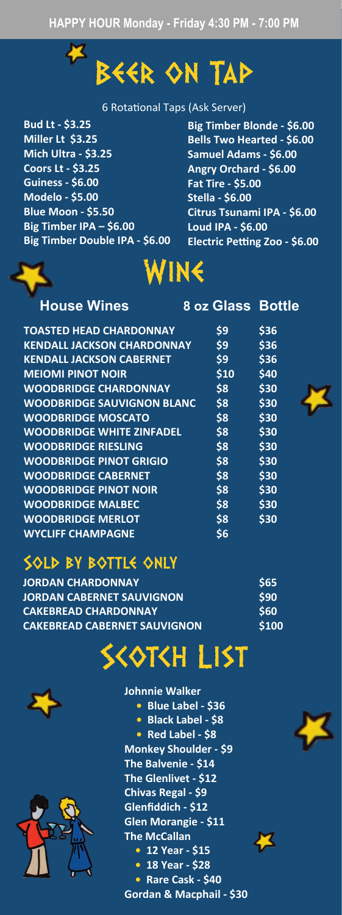HAPPY HOUR Monday - Friday 4:30 PM - 7:00 PM

# Beer on Tap

6 Rotational Taps (Ask Server)

**Bud Lt - $3.25**
**Miller Lt $3.25**
**Mich Ultra - $3.25**
**Coors Lt - $3.25**
**Guiness - $6.00**
**Modelo - $5.00**
**Blue Moon - $5.50**
**Big Timber IPA – $6.00**
**Big Timber Double IPA - $6.00**
**Big Timber Blonde - $6.00**
**Bells Two Hearted - $6.00**
**Samuel Adams - $6.00**
**Angry Orchard - $6.00**
**Fat Tire - $5.00**
**Stella - $6.00**
**Citrus Tsunami IPA - $6.00**
**Loud IPA - $6.00**
**Electric Petting Zoo - $6.00**

# Wine

| House Wines | 8 oz Glass | Bottle |
|---|---|---|
| TOASTED HEAD CHARDONNAY | $9 | $36 |
| KENDALL JACKSON CHARDONNAY | $9 | $36 |
| KENDALL JACKSON CABERNET | $9 | $36 |
| MEIOMI PINOT NOIR | $10 | $40 |
| WOODBRIDGE CHARDONNAY | $8 | $30 |
| WOODBRIDGE SAUVIGNON BLANC | $8 | $30 |
| WOODBRIDGE MOSCATO | $8 | $30 |
| WOODBRIDGE WHITE ZINFADEL | $8 | $30 |
| WOODBRIDGE RIESLING | $8 | $30 |
| WOODBRIDGE PINOT GRIGIO | $8 | $30 |
| WOODBRIDGE CABERNET | $8 | $30 |
| WOODBRIDGE PINOT NOIR | $8 | $30 |
| WOODBRIDGE MALBEC | $8 | $30 |
| WOODBRIDGE MERLOT | $8 | $30 |
| WYCLIFF CHAMPAGNE | $6 | |

## Sold by Bottle Only

| | |
|---|---|
| JORDAN CHARDONNAY | $65 |
| JORDAN CABERNET SAUVIGNON | $90 |
| CAKEBREAD CHARDONNAY | $60 |
| CAKEBREAD CABERNET SAUVIGNON | $100 |

# Scotch List

**Johnnie Walker**
- **Blue Label - $36**
- **Black Label - $8**
- **Red Label - $8**

**Monkey Shoulder - $9**
**The Balvenie - $14**
**The Glenlivet - $12**
**Chivas Regal - $9**
**Glenfiddich - $12**
**Glen Morangie - $11**
**The McCallan**
- **12 Year - $15**
- **18 Year - $28**
- **Rare Cask - $40**

**Gordan & Macphail - $30**